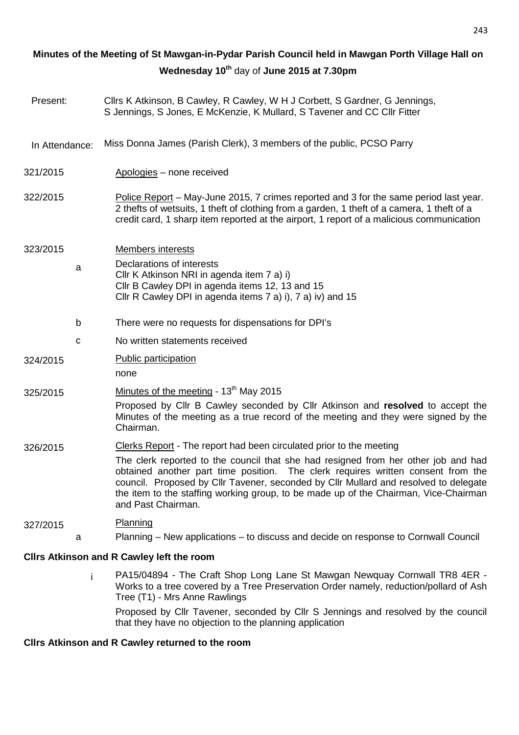# Minutes of the Meeting of St Mawgan-in-Pydar Parish Council held in Mawgan Porth Village Hall on Wednesday 10th day of June 2015 at 7.30pm

**Present:** Cllrs K Atkinson, B Cawley, R Cawley, W H J Corbett, S Gardner, G Jennings, S Jennings, S Jones, E McKenzie, K Mullard, S Tavener and CC Cllr Fitter

**In Attendance:** Miss Donna James (Parish Clerk), 3 members of the public, PCSO Parry

**321/2015** Apologies – none received

**322/2015** Police Report – May-June 2015, 7 crimes reported and 3 for the same period last year. 2 thefts of wetsuits, 1 theft of clothing from a garden, 1 theft of a camera, 1 theft of a credit card, 1 sharp item reported at the airport, 1 report of a malicious communication

**323/2015** Members interests

a. Declarations of interests
Cllr K Atkinson NRI in agenda item 7 a) i)
Cllr B Cawley DPI in agenda items 12, 13 and 15
Cllr R Cawley DPI in agenda items 7 a) i), 7 a) iv) and 15

b. There were no requests for dispensations for DPI's

c. No written statements received

**324/2015** Public participation

none

**325/2015** Minutes of the meeting - 13th May 2015

Proposed by Cllr B Cawley seconded by Cllr Atkinson and **resolved** to accept the Minutes of the meeting as a true record of the meeting and they were signed by the Chairman.

**326/2015** Clerks Report - The report had been circulated prior to the meeting

The clerk reported to the council that she had resigned from her other job and had obtained another part time position. The clerk requires written consent from the council. Proposed by Cllr Tavener, seconded by Cllr Mullard and resolved to delegate the item to the staffing working group, to be made up of the Chairman, Vice-Chairman and Past Chairman.

**327/2015** Planning

a. Planning – New applications – to discuss and decide on response to Cornwall Council

**Cllrs Atkinson and R Cawley left the room**

i. PA15/04894 - The Craft Shop Long Lane St Mawgan Newquay Cornwall TR8 4ER - Works to a tree covered by a Tree Preservation Order namely, reduction/pollard of Ash Tree (T1) - Mrs Anne Rawlings

Proposed by Cllr Tavener, seconded by Cllr S Jennings and resolved by the council that they have no objection to the planning application

**Cllrs Atkinson and R Cawley returned to the room**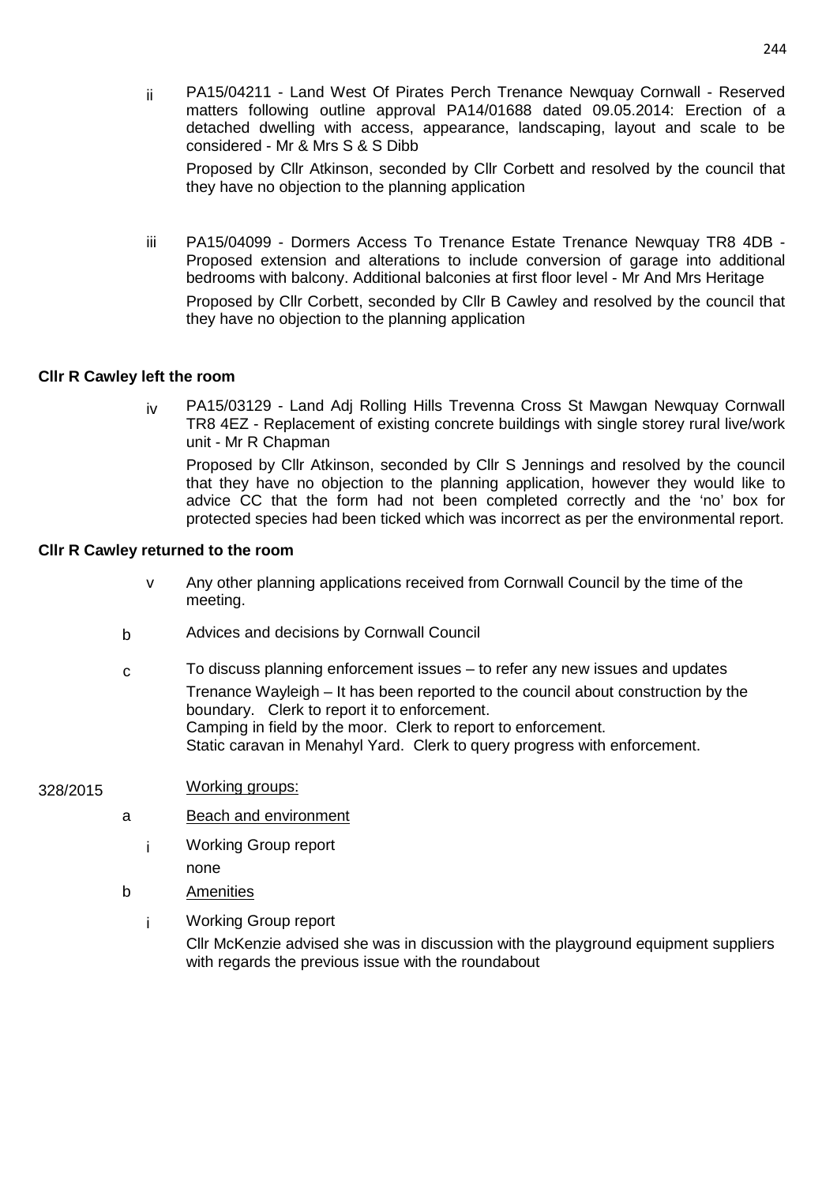ii PA15/04211 - Land West Of Pirates Perch Trenance Newquay Cornwall - Reserved matters following outline approval PA14/01688 dated 09.05.2014: Erection of a detached dwelling with access, appearance, landscaping, layout and scale to be considered - Mr & Mrs S & S Dibb

Proposed by Cllr Atkinson, seconded by Cllr Corbett and resolved by the council that they have no objection to the planning application

iii PA15/04099 - Dormers Access To Trenance Estate Trenance Newquay TR8 4DB - Proposed extension and alterations to include conversion of garage into additional bedrooms with balcony. Additional balconies at first floor level - Mr And Mrs Heritage

Proposed by Cllr Corbett, seconded by Cllr B Cawley and resolved by the council that they have no objection to the planning application

**Cllr R Cawley left the room**

iv PA15/03129 - Land Adj Rolling Hills Trevenna Cross St Mawgan Newquay Cornwall TR8 4EZ - Replacement of existing concrete buildings with single storey rural live/work unit - Mr R Chapman

Proposed by Cllr Atkinson, seconded by Cllr S Jennings and resolved by the council that they have no objection to the planning application, however they would like to advice CC that the form had not been completed correctly and the 'no' box for protected species had been ticked which was incorrect as per the environmental report.

**Cllr R Cawley returned to the room**

v Any other planning applications received from Cornwall Council by the time of the meeting.

b Advices and decisions by Cornwall Council

c To discuss planning enforcement issues – to refer any new issues and updates

Trenance Wayleigh – It has been reported to the council about construction by the boundary. Clerk to report it to enforcement.
Camping in field by the moor. Clerk to report to enforcement.
Static caravan in Menahyl Yard. Clerk to query progress with enforcement.

328/2015 Working groups:

a Beach and environment

i Working Group report

none

b Amenities

i Working Group report

Cllr McKenzie advised she was in discussion with the playground equipment suppliers with regards the previous issue with the roundabout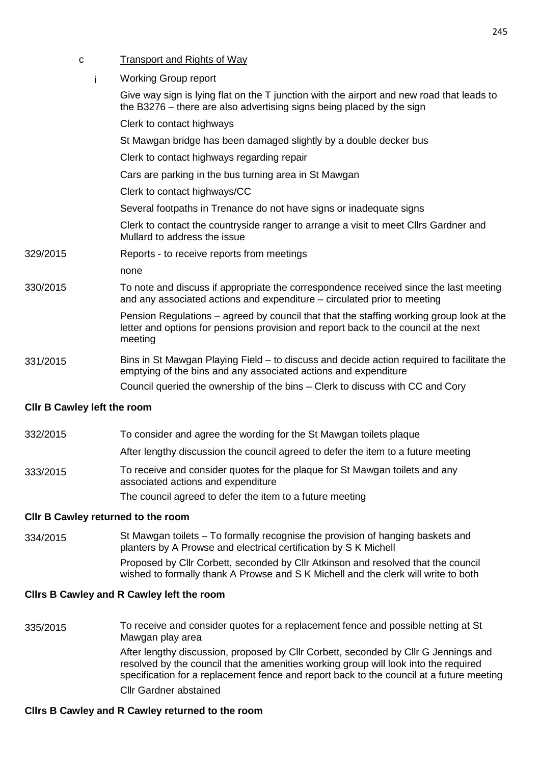c Transport and Rights of Way

i Working Group report

Give way sign is lying flat on the T junction with the airport and new road that leads to the B3276 – there are also advertising signs being placed by the sign

Clerk to contact highways

St Mawgan bridge has been damaged slightly by a double decker bus

Clerk to contact highways regarding repair

Cars are parking in the bus turning area in St Mawgan

Clerk to contact highways/CC

Several footpaths in Trenance do not have signs or inadequate signs

Clerk to contact the countryside ranger to arrange a visit to meet Cllrs Gardner and Mullard to address the issue

329/2015 Reports - to receive reports from meetings

none

330/2015 To note and discuss if appropriate the correspondence received since the last meeting and any associated actions and expenditure – circulated prior to meeting

Pension Regulations – agreed by council that that the staffing working group look at the letter and options for pensions provision and report back to the council at the next meeting

331/2015 Bins in St Mawgan Playing Field – to discuss and decide action required to facilitate the emptying of the bins and any associated actions and expenditure

Council queried the ownership of the bins – Clerk to discuss with CC and Cory

**Cllr B Cawley left the room**

332/2015 To consider and agree the wording for the St Mawgan toilets plaque

After lengthy discussion the council agreed to defer the item to a future meeting

333/2015 To receive and consider quotes for the plaque for St Mawgan toilets and any associated actions and expenditure

The council agreed to defer the item to a future meeting

**Cllr B Cawley returned to the room**

334/2015 St Mawgan toilets – To formally recognise the provision of hanging baskets and planters by A Prowse and electrical certification by S K Michell

Proposed by Cllr Corbett, seconded by Cllr Atkinson and resolved that the council wished to formally thank A Prowse and S K Michell and the clerk will write to both

**Cllrs B Cawley and R Cawley left the room**

335/2015 To receive and consider quotes for a replacement fence and possible netting at St Mawgan play area

After lengthy discussion, proposed by Cllr Corbett, seconded by Cllr G Jennings and resolved by the council that the amenities working group will look into the required specification for a replacement fence and report back to the council at a future meeting

Cllr Gardner abstained

**Cllrs B Cawley and R Cawley returned to the room**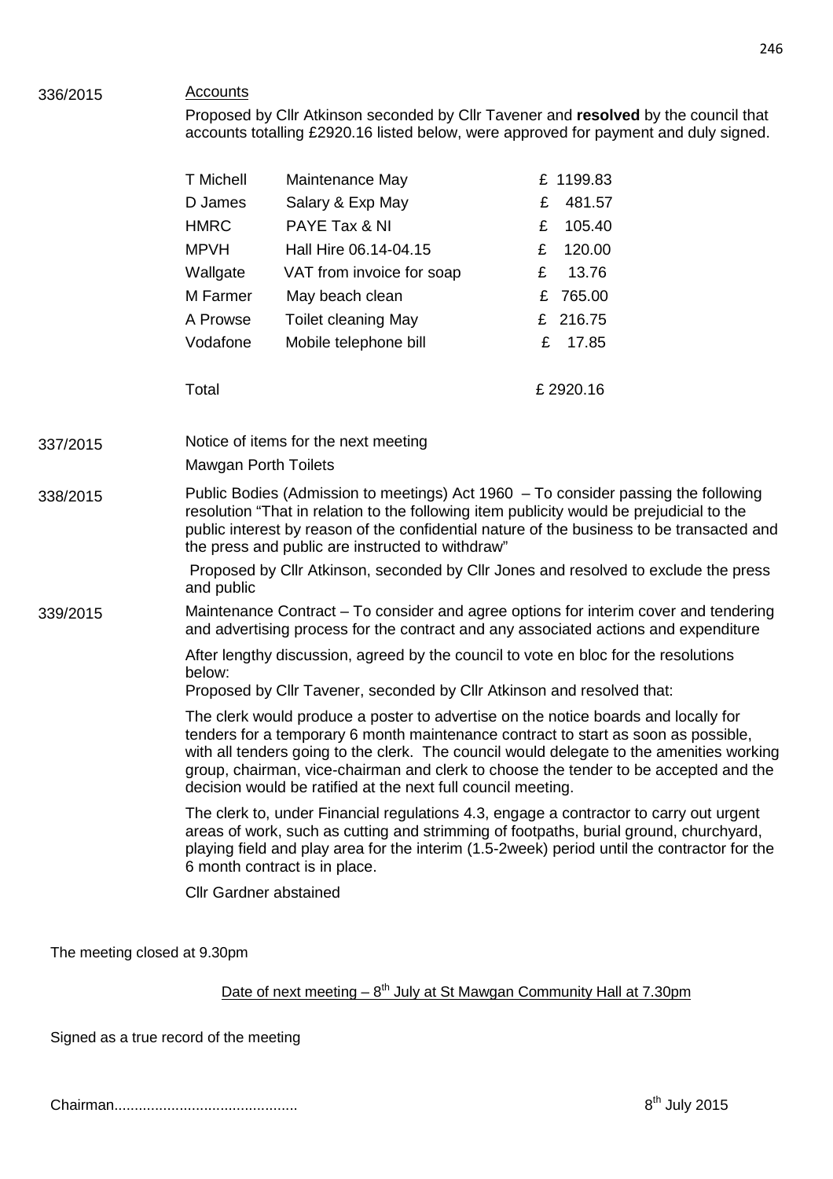336/2015 **Accounts**

Proposed by Cllr Atkinson seconded by Cllr Tavener and **resolved** by the council that accounts totalling £2920.16 listed below, were approved for payment and duly signed.

| | | |
|---|---|---|
| T Michell | Maintenance May | £ 1199.83 |
| D James | Salary & Exp May | £ 481.57 |
| HMRC | PAYE Tax & NI | £ 105.40 |
| MPVH | Hall Hire 06.14-04.15 | £ 120.00 |
| Wallgate | VAT from invoice for soap | £ 13.76 |
| M Farmer | May beach clean | £ 765.00 |
| A Prowse | Toilet cleaning May | £ 216.75 |
| Vodafone | Mobile telephone bill | £ 17.85 |
| Total | | £ 2920.16 |

337/2015 Notice of items for the next meeting

Mawgan Porth Toilets

338/2015 Public Bodies (Admission to meetings) Act 1960 – To consider passing the following resolution "That in relation to the following item publicity would be prejudicial to the public interest by reason of the confidential nature of the business to be transacted and the press and public are instructed to withdraw"

Proposed by Cllr Atkinson, seconded by Cllr Jones and resolved to exclude the press and public

339/2015 Maintenance Contract – To consider and agree options for interim cover and tendering and advertising process for the contract and any associated actions and expenditure

After lengthy discussion, agreed by the council to vote en bloc for the resolutions below:
Proposed by Cllr Tavener, seconded by Cllr Atkinson and resolved that:

The clerk would produce a poster to advertise on the notice boards and locally for tenders for a temporary 6 month maintenance contract to start as soon as possible, with all tenders going to the clerk. The council would delegate to the amenities working group, chairman, vice-chairman and clerk to choose the tender to be accepted and the decision would be ratified at the next full council meeting.

The clerk to, under Financial regulations 4.3, engage a contractor to carry out urgent areas of work, such as cutting and strimming of footpaths, burial ground, churchyard, playing field and play area for the interim (1.5-2week) period until the contractor for the 6 month contract is in place.

Cllr Gardner abstained

The meeting closed at 9.30pm

Date of next meeting – 8th July at St Mawgan Community Hall at 7.30pm

Signed as a true record of the meeting

Chairman............................................ 8th July 2015